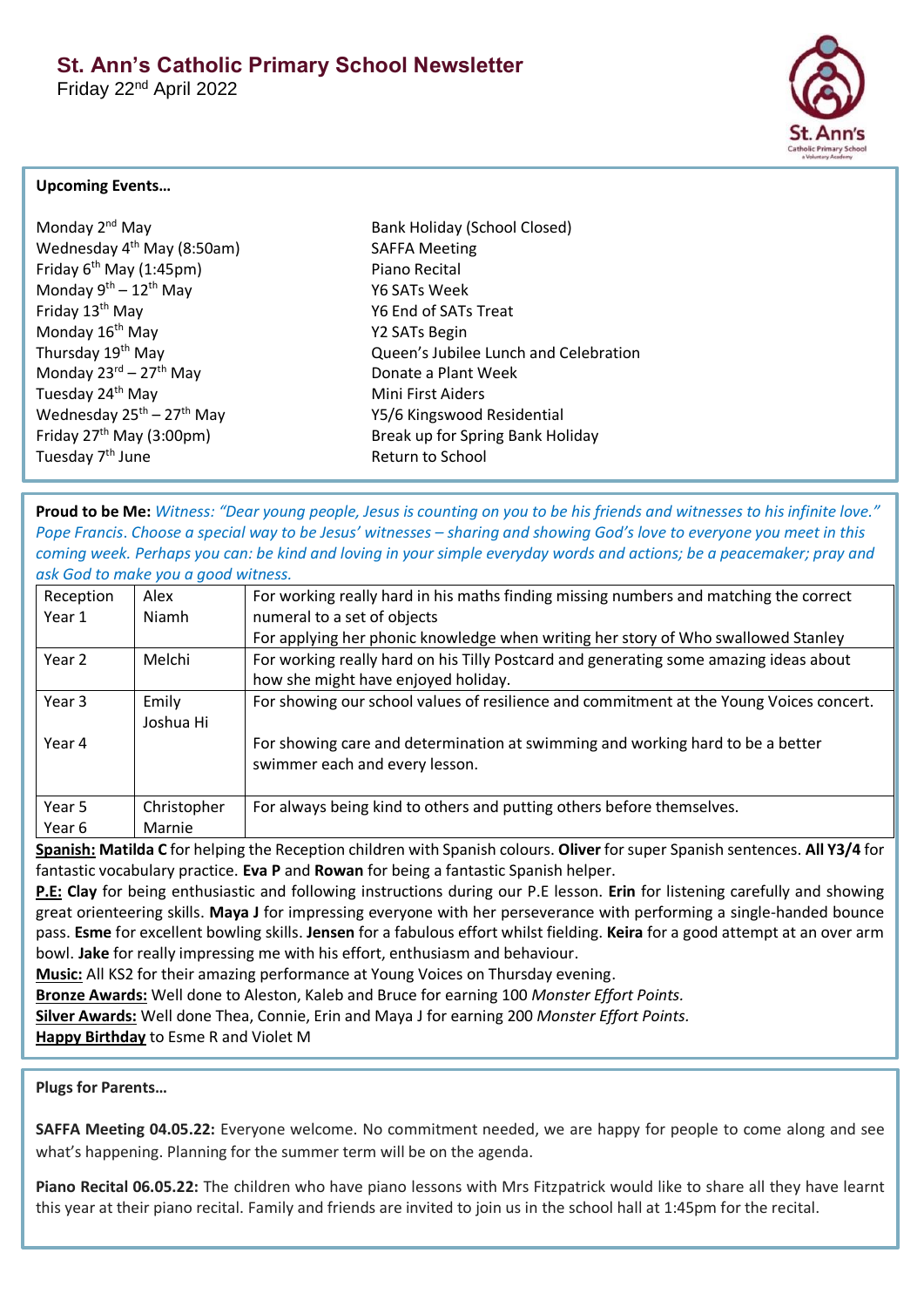# St. Ann's Catholic Primary School Newsletter

Friday 22nd April 2022

**Upcoming Events…**

| | |
|---|---|
| Monday 2nd May | Bank Holiday (School Closed) |
| Wednesday 4th May (8:50am) | SAFFA Meeting |
| Friday 6th May (1:45pm) | Piano Recital |
| Monday 9th – 12th May | Y6 SATs Week |
| Friday 13th May | Y6 End of SATs Treat |
| Monday 16th May | Y2 SATs Begin |
| Thursday 19th May | Queen's Jubilee Lunch and Celebration |
| Monday 23rd – 27th May | Donate a Plant Week |
| Tuesday 24th May | Mini First Aiders |
| Wednesday 25th – 27th May | Y5/6 Kingswood Residential |
| Friday 27th May (3:00pm) | Break up for Spring Bank Holiday |
| Tuesday 7th June | Return to School |

**Proud to be Me:** *Witness: "Dear young people, Jesus is counting on you to be his friends and witnesses to his infinite love." Pope Francis. Choose a special way to be Jesus' witnesses – sharing and showing God's love to everyone you meet in this coming week. Perhaps you can: be kind and loving in your simple everyday words and actions; be a peacemaker; pray and ask God to make you a good witness.*

| | | |
|---|---|---|
| Reception<br>Year 1 | Alex<br>Niamh | For working really hard in his maths finding missing numbers and matching the correct numeral to a set of objects<br>For applying her phonic knowledge when writing her story of Who swallowed Stanley |
| Year 2 | Melchi | For working really hard on his Tilly Postcard and generating some amazing ideas about how she might have enjoyed holiday. |
| Year 3<br>Year 4 | Emily<br>Joshua Hi | For showing our school values of resilience and commitment at the Young Voices concert.<br>For showing care and determination at swimming and working hard to be a better swimmer each and every lesson. |
| Year 5<br>Year 6 | Christopher<br>Marnie | For always being kind to others and putting others before themselves. |

**Spanish:** **Matilda C** for helping the Reception children with Spanish colours. **Oliver** for super Spanish sentences. **All Y3/4** for fantastic vocabulary practice. **Eva P** and **Rowan** for being a fantastic Spanish helper.

**P.E:** **Clay** for being enthusiastic and following instructions during our P.E lesson. **Erin** for listening carefully and showing great orienteering skills. **Maya J** for impressing everyone with her perseverance with performing a single-handed bounce pass. **Esme** for excellent bowling skills. **Jensen** for a fabulous effort whilst fielding. **Keira** for a good attempt at an over arm bowl. **Jake** for really impressing me with his effort, enthusiasm and behaviour.

**Music:** All KS2 for their amazing performance at Young Voices on Thursday evening.

**Bronze Awards:** Well done to Aleston, Kaleb and Bruce for earning 100 *Monster Effort Points.*

**Silver Awards:** Well done Thea, Connie, Erin and Maya J for earning 200 *Monster Effort Points.*

**Happy Birthday** to Esme R and Violet M

**Plugs for Parents…**

**SAFFA Meeting 04.05.22:** Everyone welcome. No commitment needed, we are happy for people to come along and see what's happening. Planning for the summer term will be on the agenda.

**Piano Recital 06.05.22:** The children who have piano lessons with Mrs Fitzpatrick would like to share all they have learnt this year at their piano recital. Family and friends are invited to join us in the school hall at 1:45pm for the recital.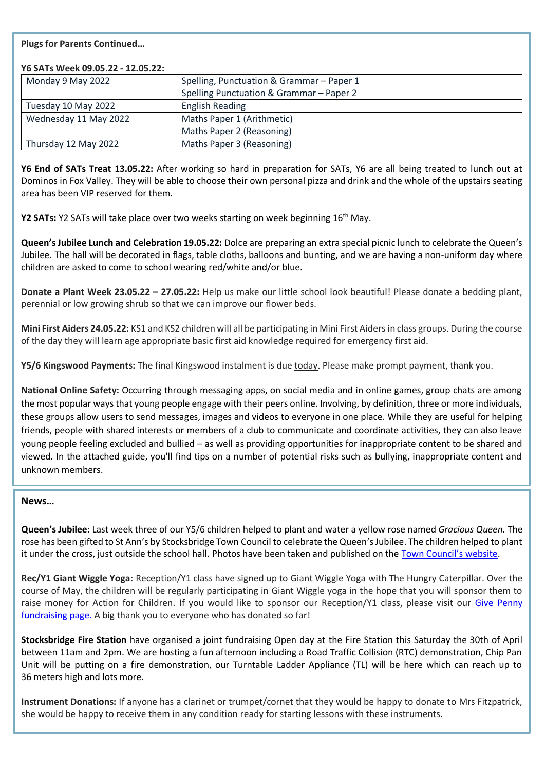**Plugs for Parents Continued…**

**Y6 SATs Week 09.05.22 - 12.05.22:**

| | |
|---|---|
| Monday 9 May 2022 | Spelling, Punctuation & Grammar – Paper 1<br>Spelling Punctuation & Grammar – Paper 2 |
| Tuesday 10 May 2022 | English Reading |
| Wednesday 11 May 2022 | Maths Paper 1 (Arithmetic)<br>Maths Paper 2 (Reasoning) |
| Thursday 12 May 2022 | Maths Paper 3 (Reasoning) |

**Y6 End of SATs Treat 13.05.22:** After working so hard in preparation for SATs, Y6 are all being treated to lunch out at Dominos in Fox Valley. They will be able to choose their own personal pizza and drink and the whole of the upstairs seating area has been VIP reserved for them.

**Y2 SATs:** Y2 SATs will take place over two weeks starting on week beginning 16th May.

**Queen's Jubilee Lunch and Celebration 19.05.22:** Dolce are preparing an extra special picnic lunch to celebrate the Queen's Jubilee. The hall will be decorated in flags, table cloths, balloons and bunting, and we are having a non-uniform day where children are asked to come to school wearing red/white and/or blue.

**Donate a Plant Week 23.05.22 – 27.05.22:** Help us make our little school look beautiful! Please donate a bedding plant, perennial or low growing shrub so that we can improve our flower beds.

**Mini First Aiders 24.05.22:** KS1 and KS2 children will all be participating in Mini First Aiders in class groups. During the course of the day they will learn age appropriate basic first aid knowledge required for emergency first aid.

**Y5/6 Kingswood Payments:** The final Kingswood instalment is due today. Please make prompt payment, thank you.

**National Online Safety:** Occurring through messaging apps, on social media and in online games, group chats are among the most popular ways that young people engage with their peers online. Involving, by definition, three or more individuals, these groups allow users to send messages, images and videos to everyone in one place. While they are useful for helping friends, people with shared interests or members of a club to communicate and coordinate activities, they can also leave young people feeling excluded and bullied – as well as providing opportunities for inappropriate content to be shared and viewed. In the attached guide, you'll find tips on a number of potential risks such as bullying, inappropriate content and unknown members.

**News…**

**Queen's Jubilee:** Last week three of our Y5/6 children helped to plant and water a yellow rose named *Gracious Queen.* The rose has been gifted to St Ann's by Stocksbridge Town Council to celebrate the Queen's Jubilee. The children helped to plant it under the cross, just outside the school hall. Photos have been taken and published on the Town Council's website.

**Rec/Y1 Giant Wiggle Yoga:** Reception/Y1 class have signed up to Giant Wiggle Yoga with The Hungry Caterpillar. Over the course of May, the children will be regularly participating in Giant Wiggle yoga in the hope that you will sponsor them to raise money for Action for Children. If you would like to sponsor our Reception/Y1 class, please visit our Give Penny fundraising page. A big thank you to everyone who has donated so far!

**Stocksbridge Fire Station** have organised a joint fundraising Open day at the Fire Station this Saturday the 30th of April between 11am and 2pm. We are hosting a fun afternoon including a Road Traffic Collision (RTC) demonstration, Chip Pan Unit will be putting on a fire demonstration, our Turntable Ladder Appliance (TL) will be here which can reach up to 36 meters high and lots more.

**Instrument Donations:** If anyone has a clarinet or trumpet/cornet that they would be happy to donate to Mrs Fitzpatrick, she would be happy to receive them in any condition ready for starting lessons with these instruments.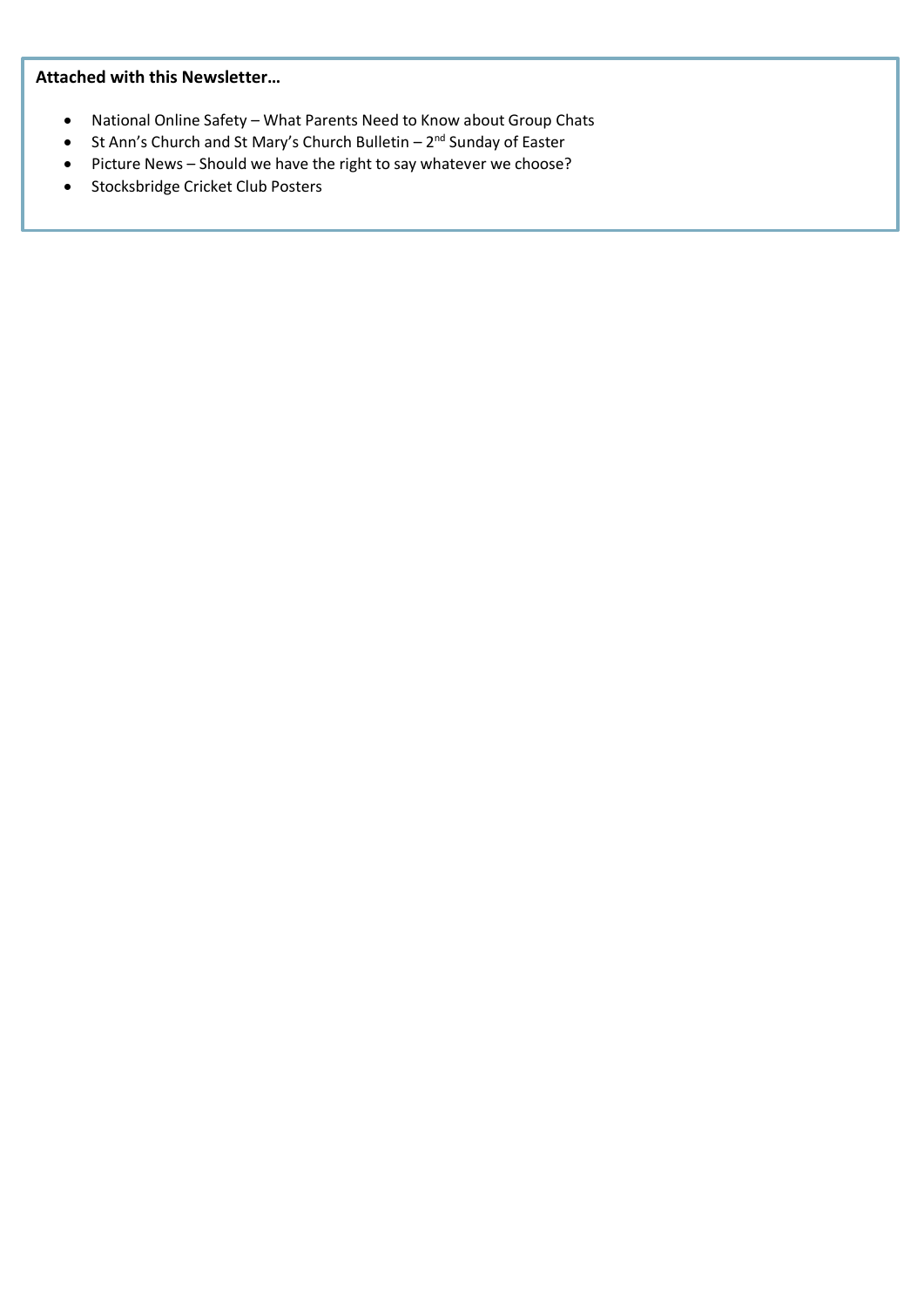**Attached with this Newsletter…**

- National Online Safety – What Parents Need to Know about Group Chats
- St Ann's Church and St Mary's Church Bulletin – 2nd Sunday of Easter
- Picture News – Should we have the right to say whatever we choose?
- Stocksbridge Cricket Club Posters